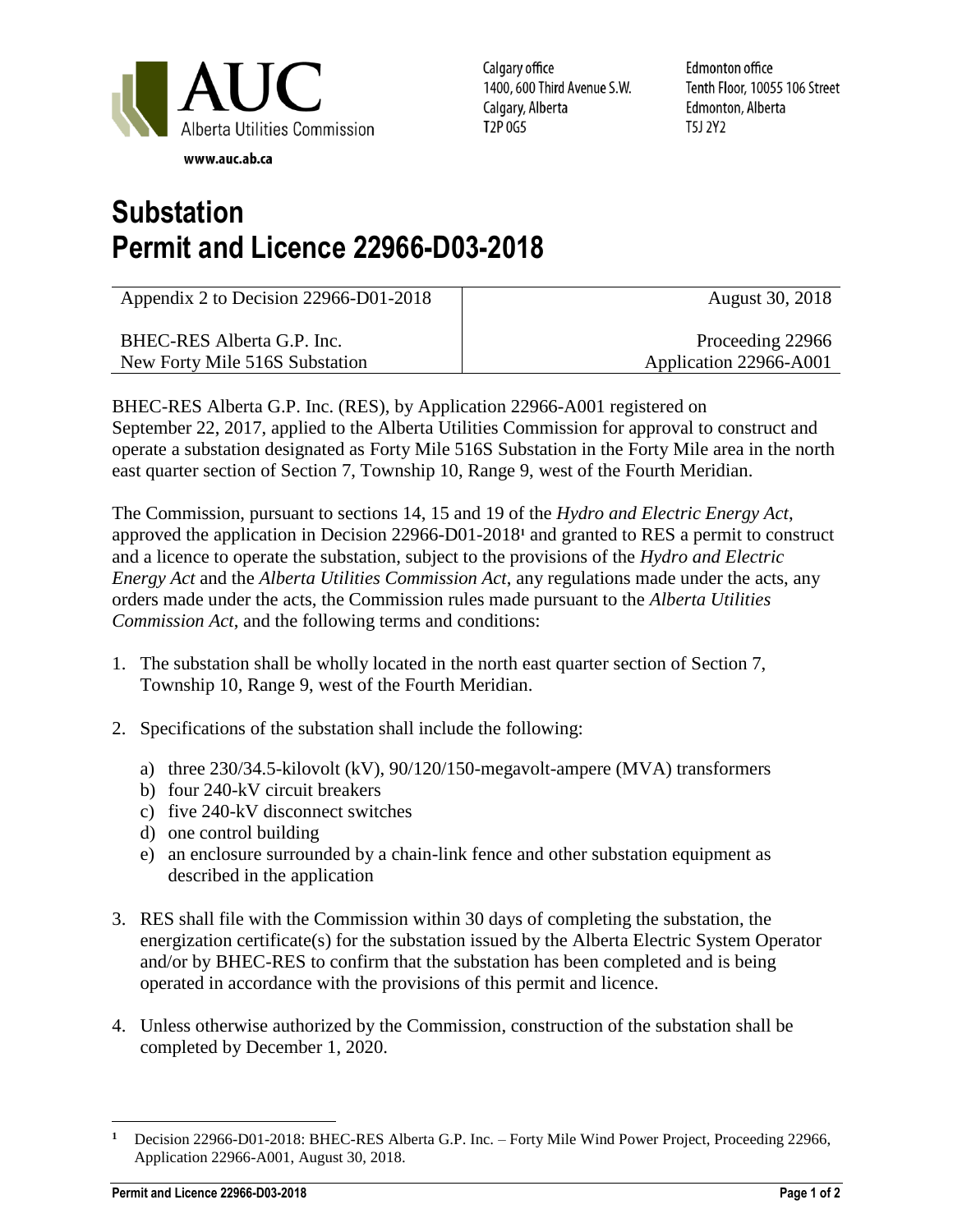AUC
Alberta Utilities Commission

www.auc.ab.ca

Calgary office
1400, 600 Third Avenue S.W.
Calgary, Alberta
T2P 0G5

Edmonton office
Tenth Floor, 10055 106 Street
Edmonton, Alberta
T5J 2Y2

# Substation
# Permit and Licence 22966-D03-2018

| Appendix 2 to Decision 22966-D01-2018 | August 30, 2018 |
|---|---|
| BHEC-RES Alberta G.P. Inc.<br>New Forty Mile 516S Substation | Proceeding 22966<br>Application 22966-A001 |

BHEC-RES Alberta G.P. Inc. (RES), by Application 22966-A001 registered on September 22, 2017, applied to the Alberta Utilities Commission for approval to construct and operate a substation designated as Forty Mile 516S Substation in the Forty Mile area in the north east quarter section of Section 7, Township 10, Range 9, west of the Fourth Meridian.

The Commission, pursuant to sections 14, 15 and 19 of the *Hydro and Electric Energy Act*, approved the application in Decision 22966-D01-2018[1] and granted to RES a permit to construct and a licence to operate the substation, subject to the provisions of the *Hydro and Electric Energy Act* and the *Alberta Utilities Commission Act*, any regulations made under the acts, any orders made under the acts, the Commission rules made pursuant to the *Alberta Utilities Commission Act*, and the following terms and conditions:

1. The substation shall be wholly located in the north east quarter section of Section 7, Township 10, Range 9, west of the Fourth Meridian.

2. Specifications of the substation shall include the following:

   a) three 230/34.5-kilovolt (kV), 90/120/150-megavolt-ampere (MVA) transformers
   b) four 240-kV circuit breakers
   c) five 240-kV disconnect switches
   d) one control building
   e) an enclosure surrounded by a chain-link fence and other substation equipment as described in the application

3. RES shall file with the Commission within 30 days of completing the substation, the energization certificate(s) for the substation issued by the Alberta Electric System Operator and/or by BHEC-RES to confirm that the substation has been completed and is being operated in accordance with the provisions of this permit and licence.

4. Unless otherwise authorized by the Commission, construction of the substation shall be completed by December 1, 2020.

---

[1] Decision 22966-D01-2018: BHEC-RES Alberta G.P. Inc. – Forty Mile Wind Power Project, Proceeding 22966, Application 22966-A001, August 30, 2018.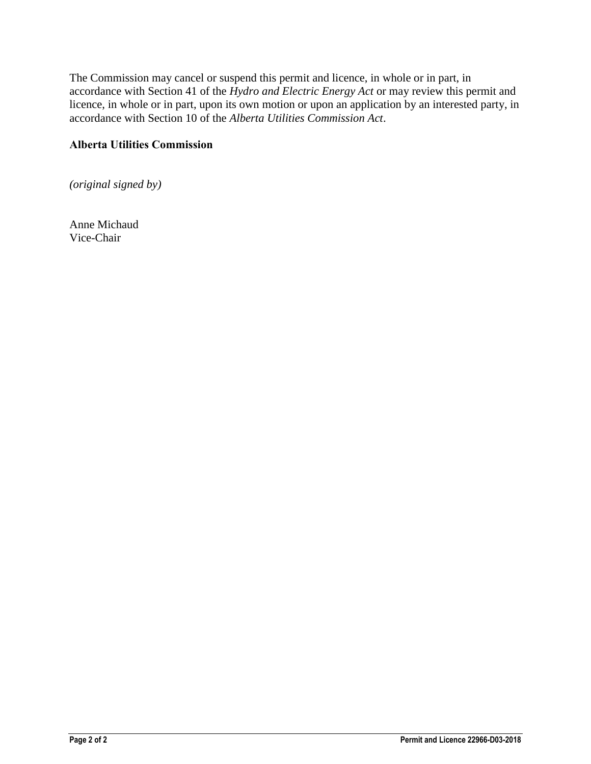The Commission may cancel or suspend this permit and licence, in whole or in part, in accordance with Section 41 of the *Hydro and Electric Energy Act* or may review this permit and licence, in whole or in part, upon its own motion or upon an application by an interested party, in accordance with Section 10 of the *Alberta Utilities Commission Act*.

**Alberta Utilities Commission**

*(original signed by)*

Anne Michaud
Vice-Chair